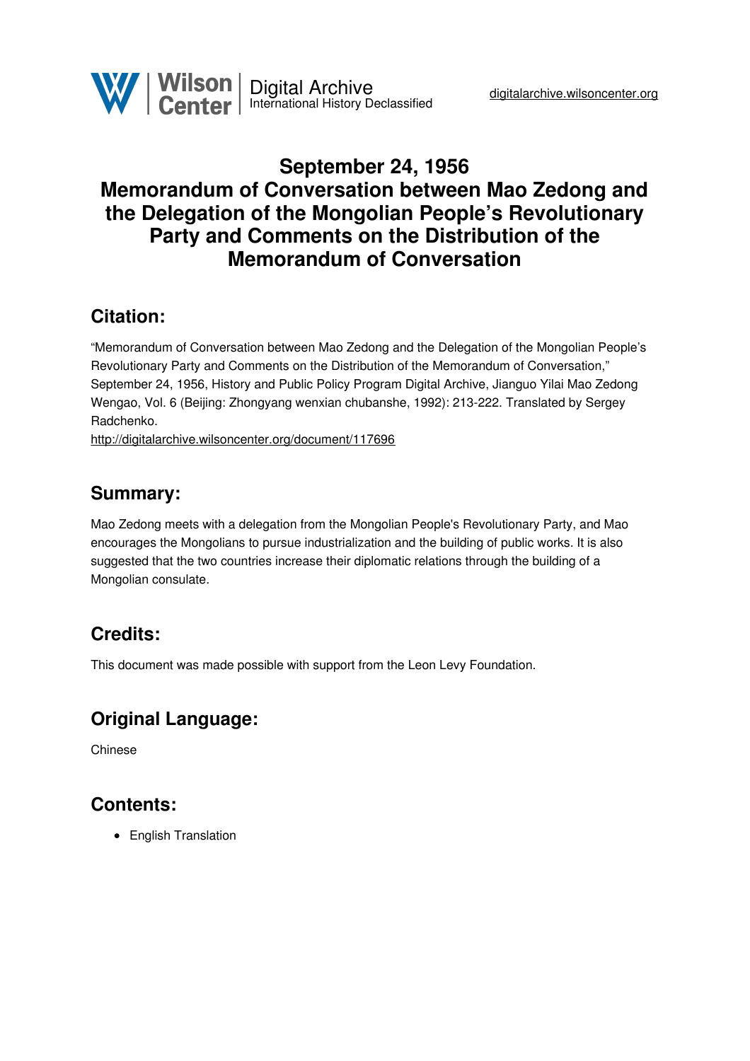# September 24, 1956
# Memorandum of Conversation between Mao Zedong and the Delegation of the Mongolian People's Revolutionary Party and Comments on the Distribution of the Memorandum of Conversation

## Citation:

"Memorandum of Conversation between Mao Zedong and the Delegation of the Mongolian People's Revolutionary Party and Comments on the Distribution of the Memorandum of Conversation," September 24, 1956, History and Public Policy Program Digital Archive, Jianguo Yilai Mao Zedong Wengao, Vol. 6 (Beijing: Zhongyang wenxian chubanshe, 1992): 213-222. Translated by Sergey Radchenko.
http://digitalarchive.wilsoncenter.org/document/117696

## Summary:

Mao Zedong meets with a delegation from the Mongolian People's Revolutionary Party, and Mao encourages the Mongolians to pursue industrialization and the building of public works. It is also suggested that the two countries increase their diplomatic relations through the building of a Mongolian consulate.

## Credits:

This document was made possible with support from the Leon Levy Foundation.

## Original Language:

Chinese

## Contents:

- English Translation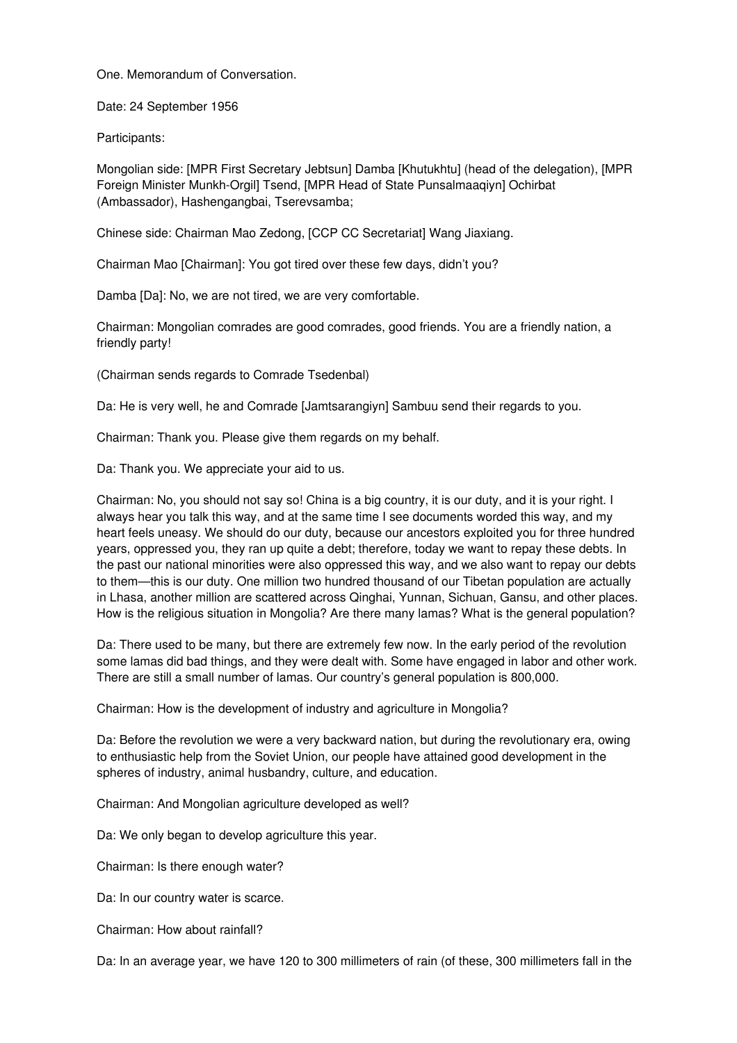One. Memorandum of Conversation.

Date: 24 September 1956

Participants:

Mongolian side: [MPR First Secretary Jebtsun] Damba [Khutukhtu] (head of the delegation), [MPR Foreign Minister Munkh-Orgil] Tsend, [MPR Head of State Punsalmaaqiyn] Ochirbat (Ambassador), Hashengangbai, Tserevsamba;

Chinese side: Chairman Mao Zedong, [CCP CC Secretariat] Wang Jiaxiang.

Chairman Mao [Chairman]: You got tired over these few days, didn't you?

Damba [Da]: No, we are not tired, we are very comfortable.

Chairman: Mongolian comrades are good comrades, good friends. You are a friendly nation, a friendly party!

(Chairman sends regards to Comrade Tsedenbal)

Da: He is very well, he and Comrade [Jamtsarangiyn] Sambuu send their regards to you.

Chairman: Thank you. Please give them regards on my behalf.

Da: Thank you. We appreciate your aid to us.

Chairman: No, you should not say so! China is a big country, it is our duty, and it is your right. I always hear you talk this way, and at the same time I see documents worded this way, and my heart feels uneasy. We should do our duty, because our ancestors exploited you for three hundred years, oppressed you, they ran up quite a debt; therefore, today we want to repay these debts. In the past our national minorities were also oppressed this way, and we also want to repay our debts to them—this is our duty. One million two hundred thousand of our Tibetan population are actually in Lhasa, another million are scattered across Qinghai, Yunnan, Sichuan, Gansu, and other places. How is the religious situation in Mongolia? Are there many lamas? What is the general population?

Da: There used to be many, but there are extremely few now. In the early period of the revolution some lamas did bad things, and they were dealt with. Some have engaged in labor and other work. There are still a small number of lamas. Our country's general population is 800,000.

Chairman: How is the development of industry and agriculture in Mongolia?

Da: Before the revolution we were a very backward nation, but during the revolutionary era, owing to enthusiastic help from the Soviet Union, our people have attained good development in the spheres of industry, animal husbandry, culture, and education.

Chairman: And Mongolian agriculture developed as well?

Da: We only began to develop agriculture this year.

Chairman: Is there enough water?

Da: In our country water is scarce.

Chairman: How about rainfall?

Da: In an average year, we have 120 to 300 millimeters of rain (of these, 300 millimeters fall in the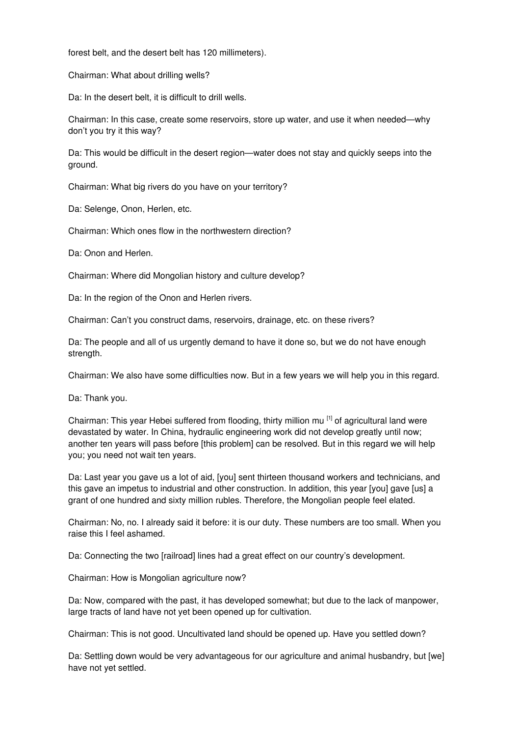forest belt, and the desert belt has 120 millimeters).

Chairman: What about drilling wells?

Da: In the desert belt, it is difficult to drill wells.

Chairman: In this case, create some reservoirs, store up water, and use it when needed—why don't you try it this way?

Da: This would be difficult in the desert region—water does not stay and quickly seeps into the ground.

Chairman: What big rivers do you have on your territory?

Da: Selenge, Onon, Herlen, etc.

Chairman: Which ones flow in the northwestern direction?

Da: Onon and Herlen.

Chairman: Where did Mongolian history and culture develop?

Da: In the region of the Onon and Herlen rivers.

Chairman: Can't you construct dams, reservoirs, drainage, etc. on these rivers?

Da: The people and all of us urgently demand to have it done so, but we do not have enough strength.

Chairman: We also have some difficulties now. But in a few years we will help you in this regard.

Da: Thank you.

Chairman: This year Hebei suffered from flooding, thirty million mu [1] of agricultural land were devastated by water. In China, hydraulic engineering work did not develop greatly until now; another ten years will pass before [this problem] can be resolved. But in this regard we will help you; you need not wait ten years.

Da: Last year you gave us a lot of aid, [you] sent thirteen thousand workers and technicians, and this gave an impetus to industrial and other construction. In addition, this year [you] gave [us] a grant of one hundred and sixty million rubles. Therefore, the Mongolian people feel elated.

Chairman: No, no. I already said it before: it is our duty. These numbers are too small. When you raise this I feel ashamed.

Da: Connecting the two [railroad] lines had a great effect on our country's development.

Chairman: How is Mongolian agriculture now?

Da: Now, compared with the past, it has developed somewhat; but due to the lack of manpower, large tracts of land have not yet been opened up for cultivation.

Chairman: This is not good. Uncultivated land should be opened up. Have you settled down?

Da: Settling down would be very advantageous for our agriculture and animal husbandry, but [we] have not yet settled.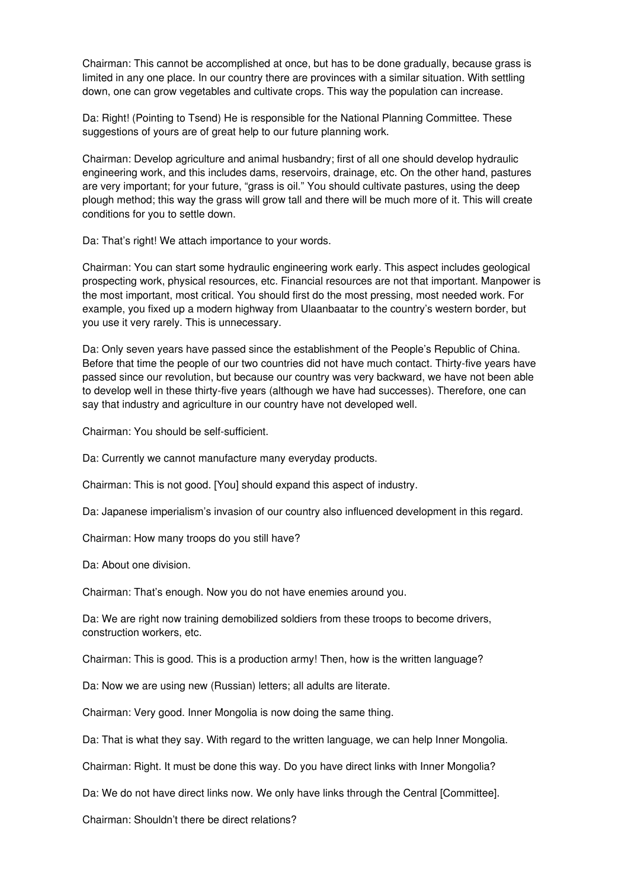Chairman: This cannot be accomplished at once, but has to be done gradually, because grass is limited in any one place. In our country there are provinces with a similar situation. With settling down, one can grow vegetables and cultivate crops. This way the population can increase.

Da: Right! (Pointing to Tsend) He is responsible for the National Planning Committee. These suggestions of yours are of great help to our future planning work.

Chairman: Develop agriculture and animal husbandry; first of all one should develop hydraulic engineering work, and this includes dams, reservoirs, drainage, etc. On the other hand, pastures are very important; for your future, "grass is oil." You should cultivate pastures, using the deep plough method; this way the grass will grow tall and there will be much more of it. This will create conditions for you to settle down.

Da: That's right! We attach importance to your words.

Chairman: You can start some hydraulic engineering work early. This aspect includes geological prospecting work, physical resources, etc. Financial resources are not that important. Manpower is the most important, most critical. You should first do the most pressing, most needed work. For example, you fixed up a modern highway from Ulaanbaatar to the country's western border, but you use it very rarely. This is unnecessary.

Da: Only seven years have passed since the establishment of the People's Republic of China. Before that time the people of our two countries did not have much contact. Thirty-five years have passed since our revolution, but because our country was very backward, we have not been able to develop well in these thirty-five years (although we have had successes). Therefore, one can say that industry and agriculture in our country have not developed well.

Chairman: You should be self-sufficient.

Da: Currently we cannot manufacture many everyday products.

Chairman: This is not good. [You] should expand this aspect of industry.

Da: Japanese imperialism's invasion of our country also influenced development in this regard.

Chairman: How many troops do you still have?

Da: About one division.

Chairman: That's enough. Now you do not have enemies around you.

Da: We are right now training demobilized soldiers from these troops to become drivers, construction workers, etc.

Chairman: This is good. This is a production army! Then, how is the written language?

Da: Now we are using new (Russian) letters; all adults are literate.

Chairman: Very good. Inner Mongolia is now doing the same thing.

Da: That is what they say. With regard to the written language, we can help Inner Mongolia.

Chairman: Right. It must be done this way. Do you have direct links with Inner Mongolia?

Da: We do not have direct links now. We only have links through the Central [Committee].

Chairman: Shouldn't there be direct relations?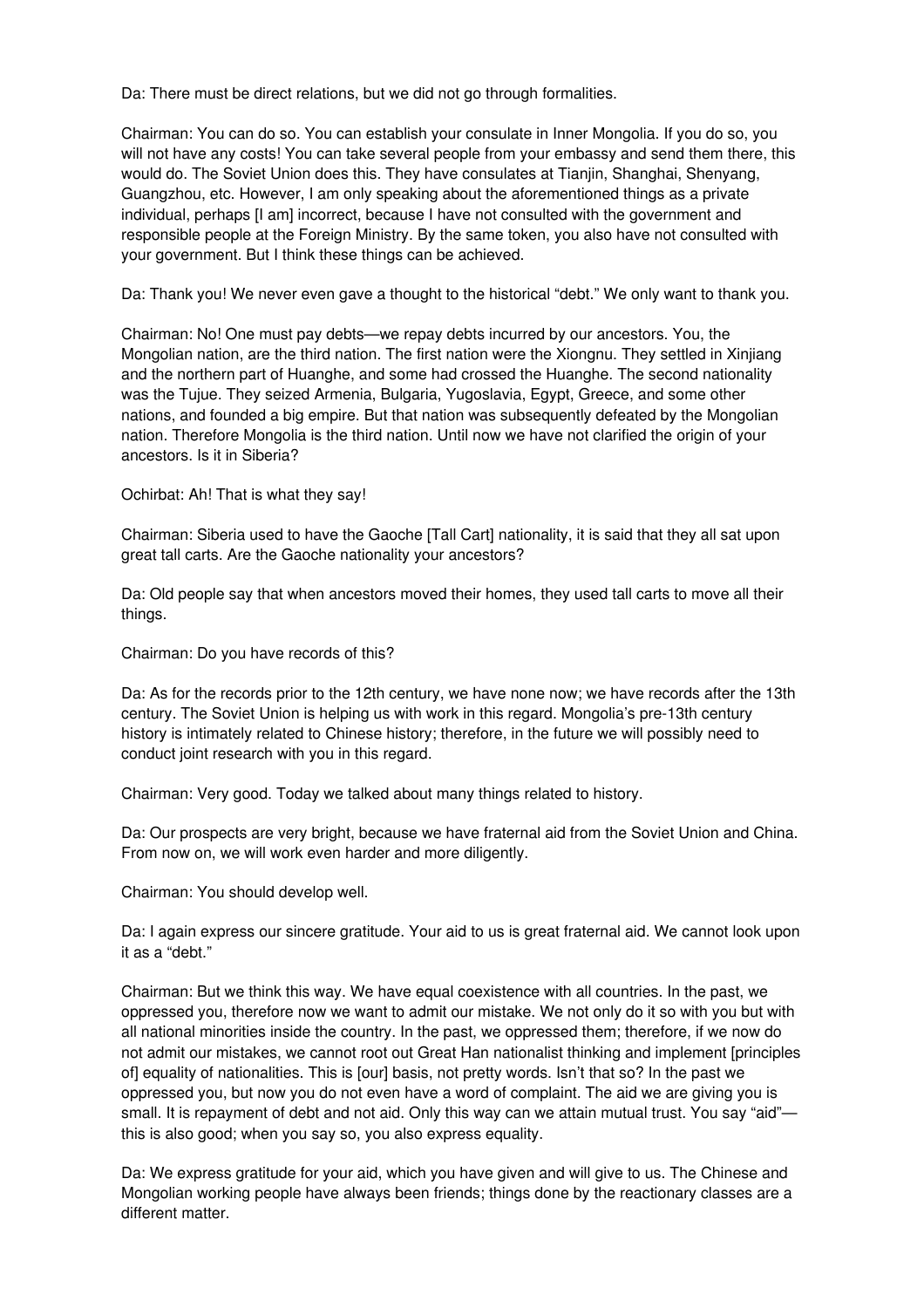Da: There must be direct relations, but we did not go through formalities.

Chairman: You can do so. You can establish your consulate in Inner Mongolia. If you do so, you will not have any costs! You can take several people from your embassy and send them there, this would do. The Soviet Union does this. They have consulates at Tianjin, Shanghai, Shenyang, Guangzhou, etc. However, I am only speaking about the aforementioned things as a private individual, perhaps [I am] incorrect, because I have not consulted with the government and responsible people at the Foreign Ministry. By the same token, you also have not consulted with your government. But I think these things can be achieved.

Da: Thank you! We never even gave a thought to the historical "debt." We only want to thank you.

Chairman: No! One must pay debts—we repay debts incurred by our ancestors. You, the Mongolian nation, are the third nation. The first nation were the Xiongnu. They settled in Xinjiang and the northern part of Huanghe, and some had crossed the Huanghe. The second nationality was the Tujue. They seized Armenia, Bulgaria, Yugoslavia, Egypt, Greece, and some other nations, and founded a big empire. But that nation was subsequently defeated by the Mongolian nation. Therefore Mongolia is the third nation. Until now we have not clarified the origin of your ancestors. Is it in Siberia?

Ochirbat: Ah! That is what they say!

Chairman: Siberia used to have the Gaoche [Tall Cart] nationality, it is said that they all sat upon great tall carts. Are the Gaoche nationality your ancestors?

Da: Old people say that when ancestors moved their homes, they used tall carts to move all their things.

Chairman: Do you have records of this?

Da: As for the records prior to the 12th century, we have none now; we have records after the 13th century. The Soviet Union is helping us with work in this regard. Mongolia's pre-13th century history is intimately related to Chinese history; therefore, in the future we will possibly need to conduct joint research with you in this regard.

Chairman: Very good. Today we talked about many things related to history.

Da: Our prospects are very bright, because we have fraternal aid from the Soviet Union and China. From now on, we will work even harder and more diligently.

Chairman: You should develop well.

Da: I again express our sincere gratitude. Your aid to us is great fraternal aid. We cannot look upon it as a "debt."

Chairman: But we think this way. We have equal coexistence with all countries. In the past, we oppressed you, therefore now we want to admit our mistake. We not only do it so with you but with all national minorities inside the country. In the past, we oppressed them; therefore, if we now do not admit our mistakes, we cannot root out Great Han nationalist thinking and implement [principles of] equality of nationalities. This is [our] basis, not pretty words. Isn't that so? In the past we oppressed you, but now you do not even have a word of complaint. The aid we are giving you is small. It is repayment of debt and not aid. Only this way can we attain mutual trust. You say "aid"—this is also good; when you say so, you also express equality.

Da: We express gratitude for your aid, which you have given and will give to us. The Chinese and Mongolian working people have always been friends; things done by the reactionary classes are a different matter.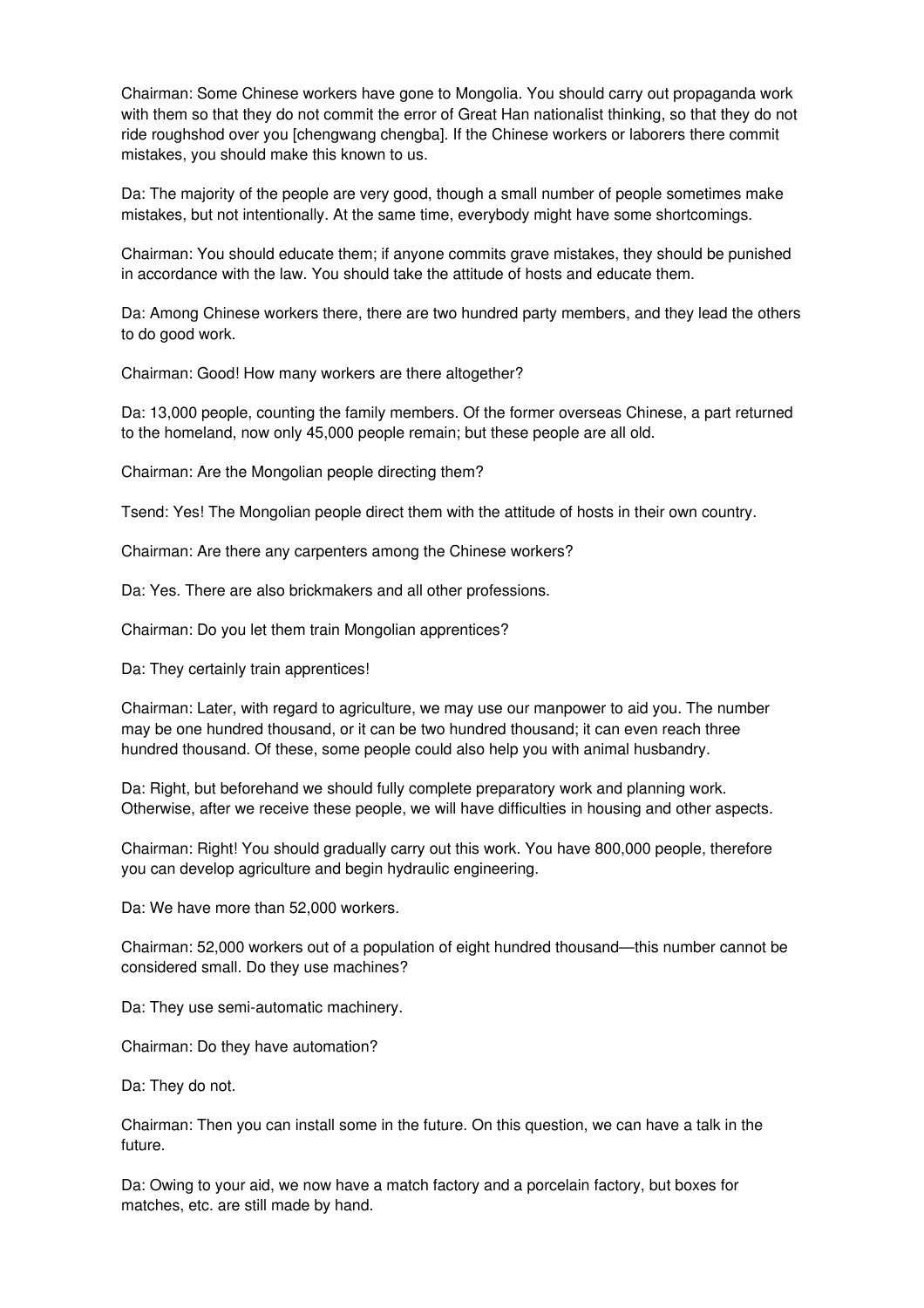Chairman: Some Chinese workers have gone to Mongolia. You should carry out propaganda work with them so that they do not commit the error of Great Han nationalist thinking, so that they do not ride roughshod over you [chengwang chengba]. If the Chinese workers or laborers there commit mistakes, you should make this known to us.

Da: The majority of the people are very good, though a small number of people sometimes make mistakes, but not intentionally. At the same time, everybody might have some shortcomings.

Chairman: You should educate them; if anyone commits grave mistakes, they should be punished in accordance with the law. You should take the attitude of hosts and educate them.

Da: Among Chinese workers there, there are two hundred party members, and they lead the others to do good work.

Chairman: Good! How many workers are there altogether?

Da: 13,000 people, counting the family members. Of the former overseas Chinese, a part returned to the homeland, now only 45,000 people remain; but these people are all old.

Chairman: Are the Mongolian people directing them?

Tsend: Yes! The Mongolian people direct them with the attitude of hosts in their own country.

Chairman: Are there any carpenters among the Chinese workers?

Da: Yes. There are also brickmakers and all other professions.

Chairman: Do you let them train Mongolian apprentices?

Da: They certainly train apprentices!

Chairman: Later, with regard to agriculture, we may use our manpower to aid you. The number may be one hundred thousand, or it can be two hundred thousand; it can even reach three hundred thousand. Of these, some people could also help you with animal husbandry.

Da: Right, but beforehand we should fully complete preparatory work and planning work. Otherwise, after we receive these people, we will have difficulties in housing and other aspects.

Chairman: Right! You should gradually carry out this work. You have 800,000 people, therefore you can develop agriculture and begin hydraulic engineering.

Da: We have more than 52,000 workers.

Chairman: 52,000 workers out of a population of eight hundred thousand—this number cannot be considered small. Do they use machines?

Da: They use semi-automatic machinery.

Chairman: Do they have automation?

Da: They do not.

Chairman: Then you can install some in the future. On this question, we can have a talk in the future.

Da: Owing to your aid, we now have a match factory and a porcelain factory, but boxes for matches, etc. are still made by hand.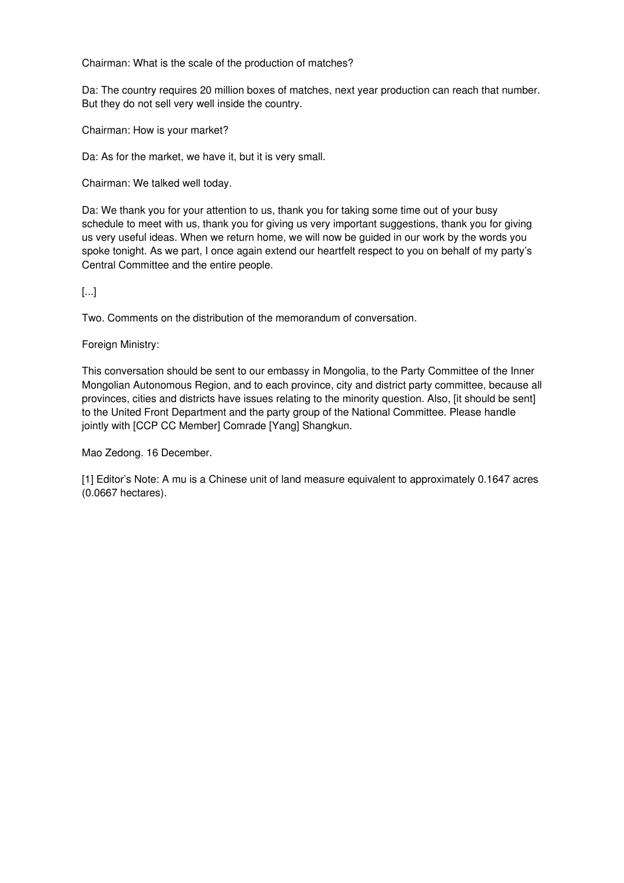Chairman: What is the scale of the production of matches?

Da: The country requires 20 million boxes of matches, next year production can reach that number. But they do not sell very well inside the country.

Chairman: How is your market?

Da: As for the market, we have it, but it is very small.

Chairman: We talked well today.

Da: We thank you for your attention to us, thank you for taking some time out of your busy schedule to meet with us, thank you for giving us very important suggestions, thank you for giving us very useful ideas. When we return home, we will now be guided in our work by the words you spoke tonight. As we part, I once again extend our heartfelt respect to you on behalf of my party's Central Committee and the entire people.

[...]

Two. Comments on the distribution of the memorandum of conversation.

Foreign Ministry:

This conversation should be sent to our embassy in Mongolia, to the Party Committee of the Inner Mongolian Autonomous Region, and to each province, city and district party committee, because all provinces, cities and districts have issues relating to the minority question. Also, [it should be sent] to the United Front Department and the party group of the National Committee. Please handle jointly with [CCP CC Member] Comrade [Yang] Shangkun.

Mao Zedong. 16 December.

[1] Editor's Note: A mu is a Chinese unit of land measure equivalent to approximately 0.1647 acres (0.0667 hectares).